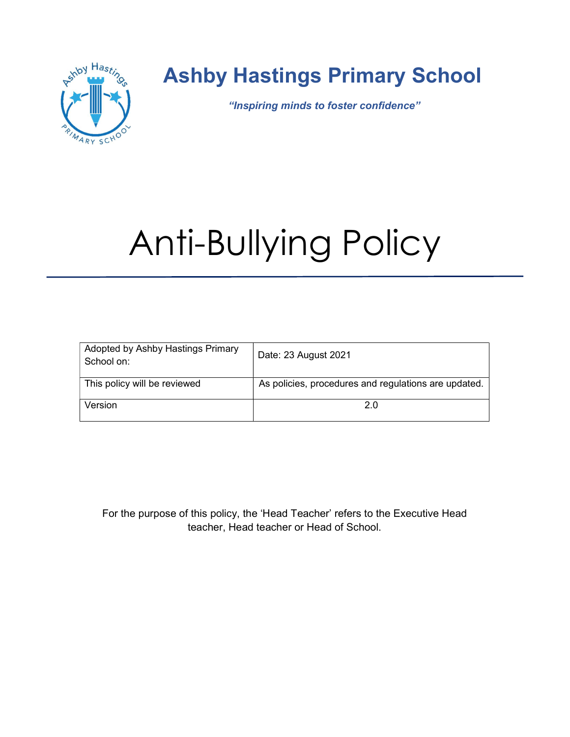# Ashby Hastings Primary School

***"Inspiring minds to foster confidence"***

# Anti-Bullying Policy

| Adopted by Ashby Hastings Primary School on: | Date: 23 August 2021 |
|---|---|
| This policy will be reviewed | As policies, procedures and regulations are updated. |
| Version | 2.0 |

For the purpose of this policy, the 'Head Teacher' refers to the Executive Head teacher, Head teacher or Head of School.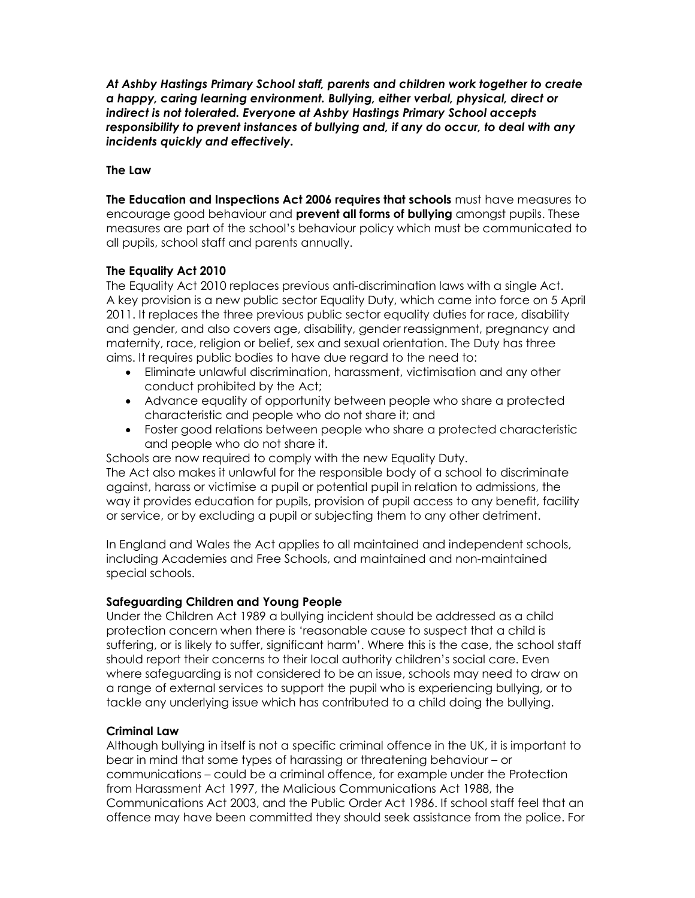***At Ashby Hastings Primary School staff, parents and children work together to create a happy, caring learning environment. Bullying, either verbal, physical, direct or indirect is not tolerated. Everyone at Ashby Hastings Primary School accepts responsibility to prevent instances of bullying and, if any do occur, to deal with any incidents quickly and effectively.***

**The Law**

**The Education and Inspections Act 2006 requires that schools** must have measures to encourage good behaviour and **prevent all forms of bullying** amongst pupils. These measures are part of the school's behaviour policy which must be communicated to all pupils, school staff and parents annually.

**The Equality Act 2010**

The Equality Act 2010 replaces previous anti-discrimination laws with a single Act. A key provision is a new public sector Equality Duty, which came into force on 5 April 2011. It replaces the three previous public sector equality duties for race, disability and gender, and also covers age, disability, gender reassignment, pregnancy and maternity, race, religion or belief, sex and sexual orientation. The Duty has three aims. It requires public bodies to have due regard to the need to:

- Eliminate unlawful discrimination, harassment, victimisation and any other conduct prohibited by the Act;
- Advance equality of opportunity between people who share a protected characteristic and people who do not share it; and
- Foster good relations between people who share a protected characteristic and people who do not share it.

Schools are now required to comply with the new Equality Duty.

The Act also makes it unlawful for the responsible body of a school to discriminate against, harass or victimise a pupil or potential pupil in relation to admissions, the way it provides education for pupils, provision of pupil access to any benefit, facility or service, or by excluding a pupil or subjecting them to any other detriment.

In England and Wales the Act applies to all maintained and independent schools, including Academies and Free Schools, and maintained and non-maintained special schools.

**Safeguarding Children and Young People**

Under the Children Act 1989 a bullying incident should be addressed as a child protection concern when there is 'reasonable cause to suspect that a child is suffering, or is likely to suffer, significant harm'. Where this is the case, the school staff should report their concerns to their local authority children's social care. Even where safeguarding is not considered to be an issue, schools may need to draw on a range of external services to support the pupil who is experiencing bullying, or to tackle any underlying issue which has contributed to a child doing the bullying.

**Criminal Law**

Although bullying in itself is not a specific criminal offence in the UK, it is important to bear in mind that some types of harassing or threatening behaviour – or communications – could be a criminal offence, for example under the Protection from Harassment Act 1997, the Malicious Communications Act 1988, the Communications Act 2003, and the Public Order Act 1986. If school staff feel that an offence may have been committed they should seek assistance from the police. For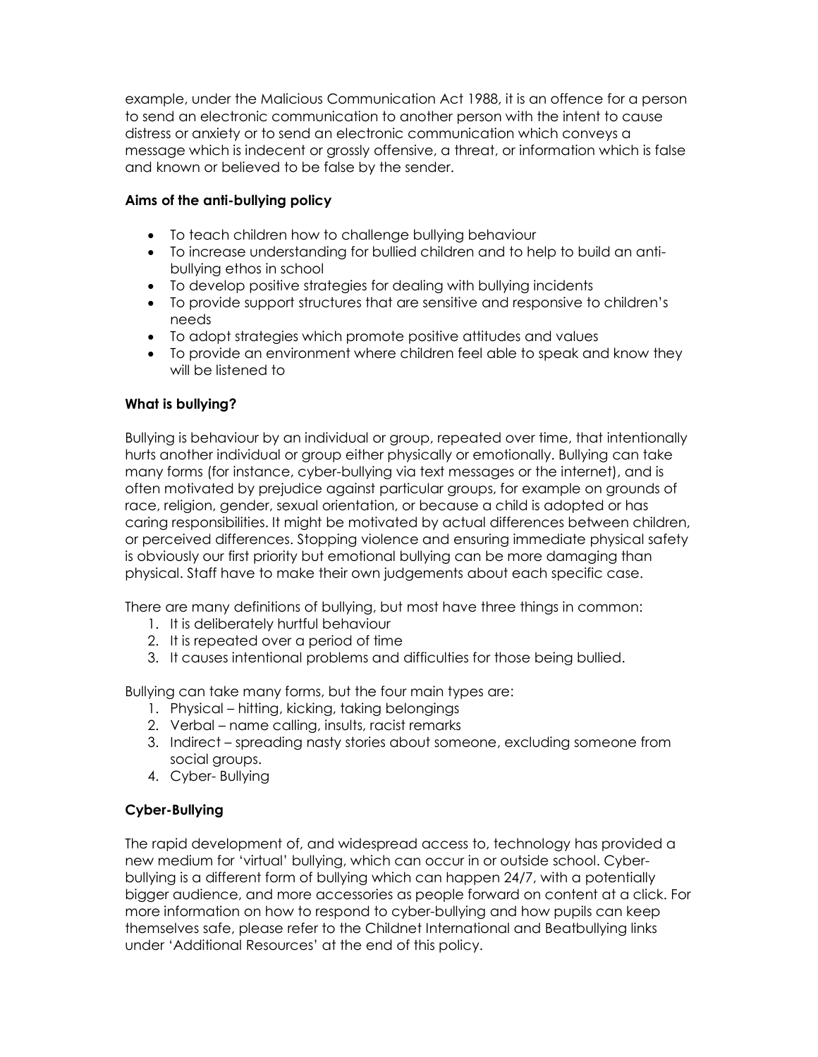example, under the Malicious Communication Act 1988, it is an offence for a person to send an electronic communication to another person with the intent to cause distress or anxiety or to send an electronic communication which conveys a message which is indecent or grossly offensive, a threat, or information which is false and known or believed to be false by the sender.

**Aims of the anti-bullying policy**

- To teach children how to challenge bullying behaviour
- To increase understanding for bullied children and to help to build an anti-bullying ethos in school
- To develop positive strategies for dealing with bullying incidents
- To provide support structures that are sensitive and responsive to children's needs
- To adopt strategies which promote positive attitudes and values
- To provide an environment where children feel able to speak and know they will be listened to

**What is bullying?**

Bullying is behaviour by an individual or group, repeated over time, that intentionally hurts another individual or group either physically or emotionally. Bullying can take many forms (for instance, cyber-bullying via text messages or the internet), and is often motivated by prejudice against particular groups, for example on grounds of race, religion, gender, sexual orientation, or because a child is adopted or has caring responsibilities. It might be motivated by actual differences between children, or perceived differences. Stopping violence and ensuring immediate physical safety is obviously our first priority but emotional bullying can be more damaging than physical. Staff have to make their own judgements about each specific case.

There are many definitions of bullying, but most have three things in common:

1. It is deliberately hurtful behaviour
2. It is repeated over a period of time
3. It causes intentional problems and difficulties for those being bullied.

Bullying can take many forms, but the four main types are:

1. Physical – hitting, kicking, taking belongings
2. Verbal – name calling, insults, racist remarks
3. Indirect – spreading nasty stories about someone, excluding someone from social groups.
4. Cyber- Bullying

**Cyber-Bullying**

The rapid development of, and widespread access to, technology has provided a new medium for 'virtual' bullying, which can occur in or outside school. Cyber-bullying is a different form of bullying which can happen 24/7, with a potentially bigger audience, and more accessories as people forward on content at a click. For more information on how to respond to cyber-bullying and how pupils can keep themselves safe, please refer to the Childnet International and Beatbullying links under 'Additional Resources' at the end of this policy.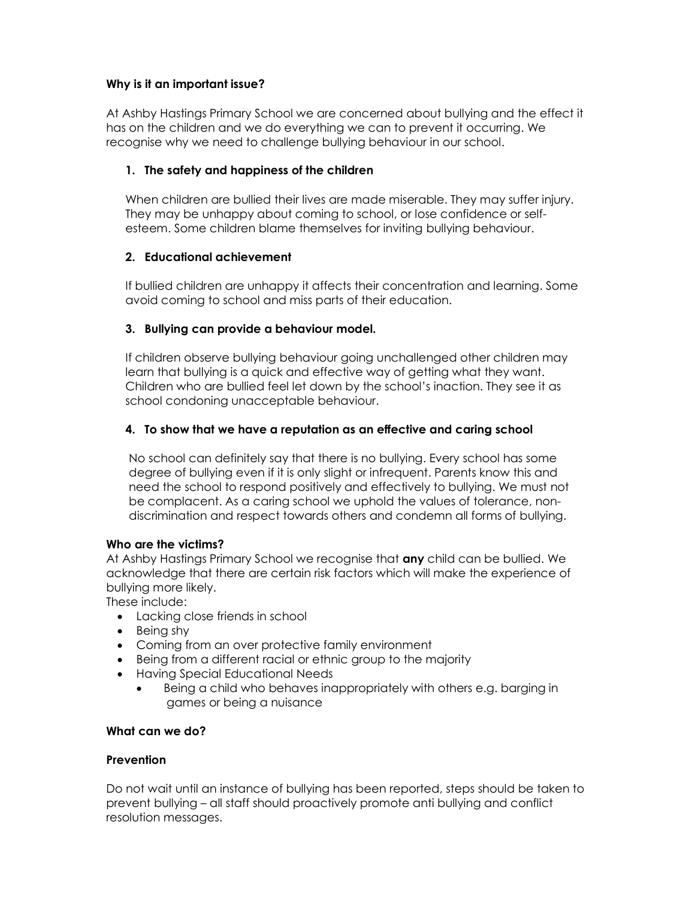**Why is it an important issue?**

At Ashby Hastings Primary School we are concerned about bullying and the effect it has on the children and we do everything we can to prevent it occurring. We recognise why we need to challenge bullying behaviour in our school.

1. **The safety and happiness of the children**

   When children are bullied their lives are made miserable. They may suffer injury. They may be unhappy about coming to school, or lose confidence or self-esteem. Some children blame themselves for inviting bullying behaviour.

2. **Educational achievement**

   If bullied children are unhappy it affects their concentration and learning. Some avoid coming to school and miss parts of their education.

3. **Bullying can provide a behaviour model.**

   If children observe bullying behaviour going unchallenged other children may learn that bullying is a quick and effective way of getting what they want. Children who are bullied feel let down by the school's inaction. They see it as school condoning unacceptable behaviour.

4. **To show that we have a reputation as an effective and caring school**

   No school can definitely say that there is no bullying. Every school has some degree of bullying even if it is only slight or infrequent. Parents know this and need the school to respond positively and effectively to bullying. We must not be complacent. As a caring school we uphold the values of tolerance, non-discrimination and respect towards others and condemn all forms of bullying.

**Who are the victims?**

At Ashby Hastings Primary School we recognise that **any** child can be bullied. We acknowledge that there are certain risk factors which will make the experience of bullying more likely.

These include:

- Lacking close friends in school
- Being shy
- Coming from an over protective family environment
- Being from a different racial or ethnic group to the majority
- Having Special Educational Needs
  - Being a child who behaves inappropriately with others e.g. barging in games or being a nuisance

**What can we do?**

**Prevention**

Do not wait until an instance of bullying has been reported, steps should be taken to prevent bullying – all staff should proactively promote anti bullying and conflict resolution messages.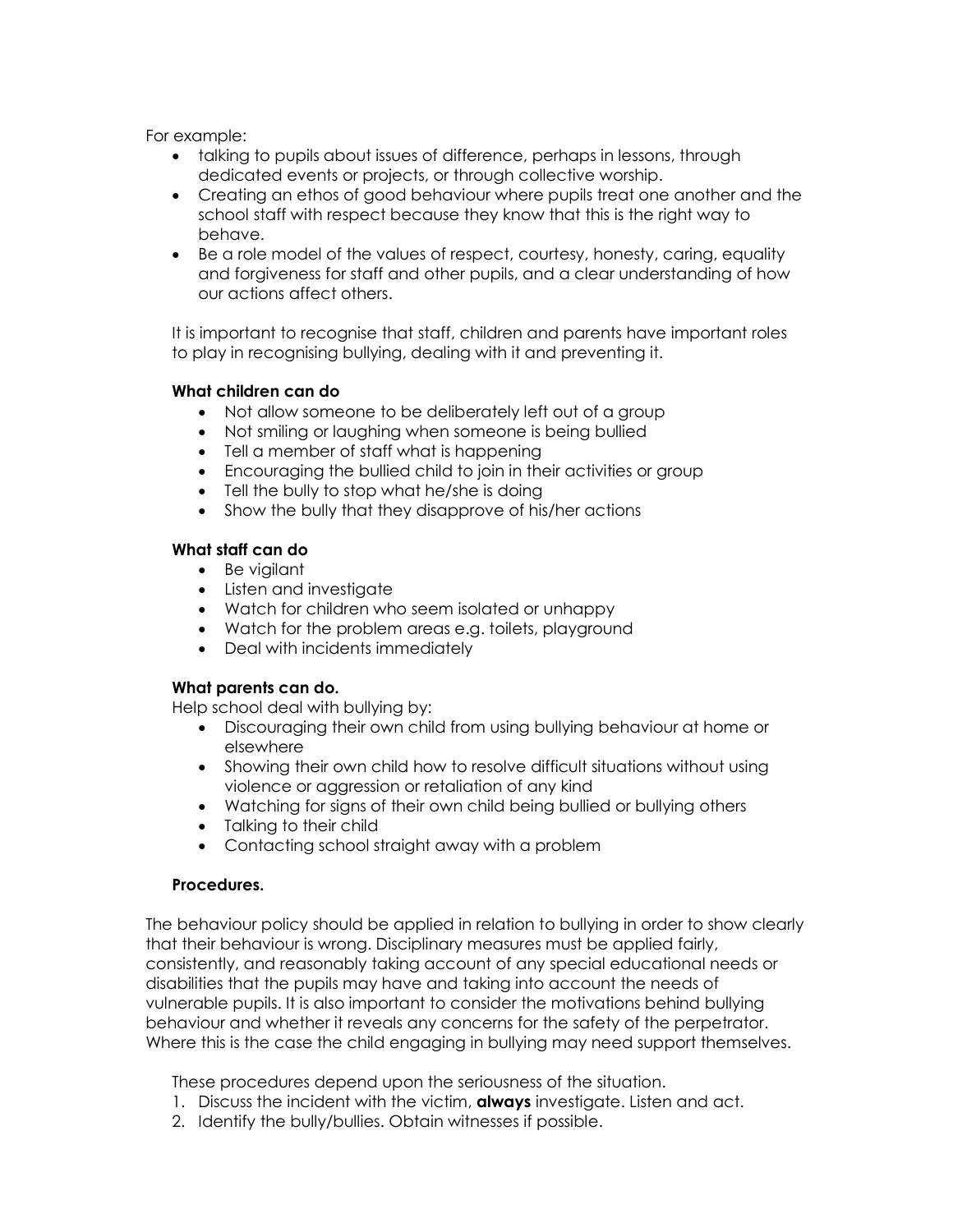For example:

- talking to pupils about issues of difference, perhaps in lessons, through dedicated events or projects, or through collective worship.
- Creating an ethos of good behaviour where pupils treat one another and the school staff with respect because they know that this is the right way to behave.
- Be a role model of the values of respect, courtesy, honesty, caring, equality and forgiveness for staff and other pupils, and a clear understanding of how our actions affect others.

It is important to recognise that staff, children and parents have important roles to play in recognising bullying, dealing with it and preventing it.

**What children can do**

- Not allow someone to be deliberately left out of a group
- Not smiling or laughing when someone is being bullied
- Tell a member of staff what is happening
- Encouraging the bullied child to join in their activities or group
- Tell the bully to stop what he/she is doing
- Show the bully that they disapprove of his/her actions

**What staff can do**

- Be vigilant
- Listen and investigate
- Watch for children who seem isolated or unhappy
- Watch for the problem areas e.g. toilets, playground
- Deal with incidents immediately

**What parents can do.**

Help school deal with bullying by:

- Discouraging their own child from using bullying behaviour at home or elsewhere
- Showing their own child how to resolve difficult situations without using violence or aggression or retaliation of any kind
- Watching for signs of their own child being bullied or bullying others
- Talking to their child
- Contacting school straight away with a problem

**Procedures.**

The behaviour policy should be applied in relation to bullying in order to show clearly that their behaviour is wrong. Disciplinary measures must be applied fairly, consistently, and reasonably taking account of any special educational needs or disabilities that the pupils may have and taking into account the needs of vulnerable pupils. It is also important to consider the motivations behind bullying behaviour and whether it reveals any concerns for the safety of the perpetrator. Where this is the case the child engaging in bullying may need support themselves.

These procedures depend upon the seriousness of the situation.

1. Discuss the incident with the victim, **always** investigate. Listen and act.
2. Identify the bully/bullies. Obtain witnesses if possible.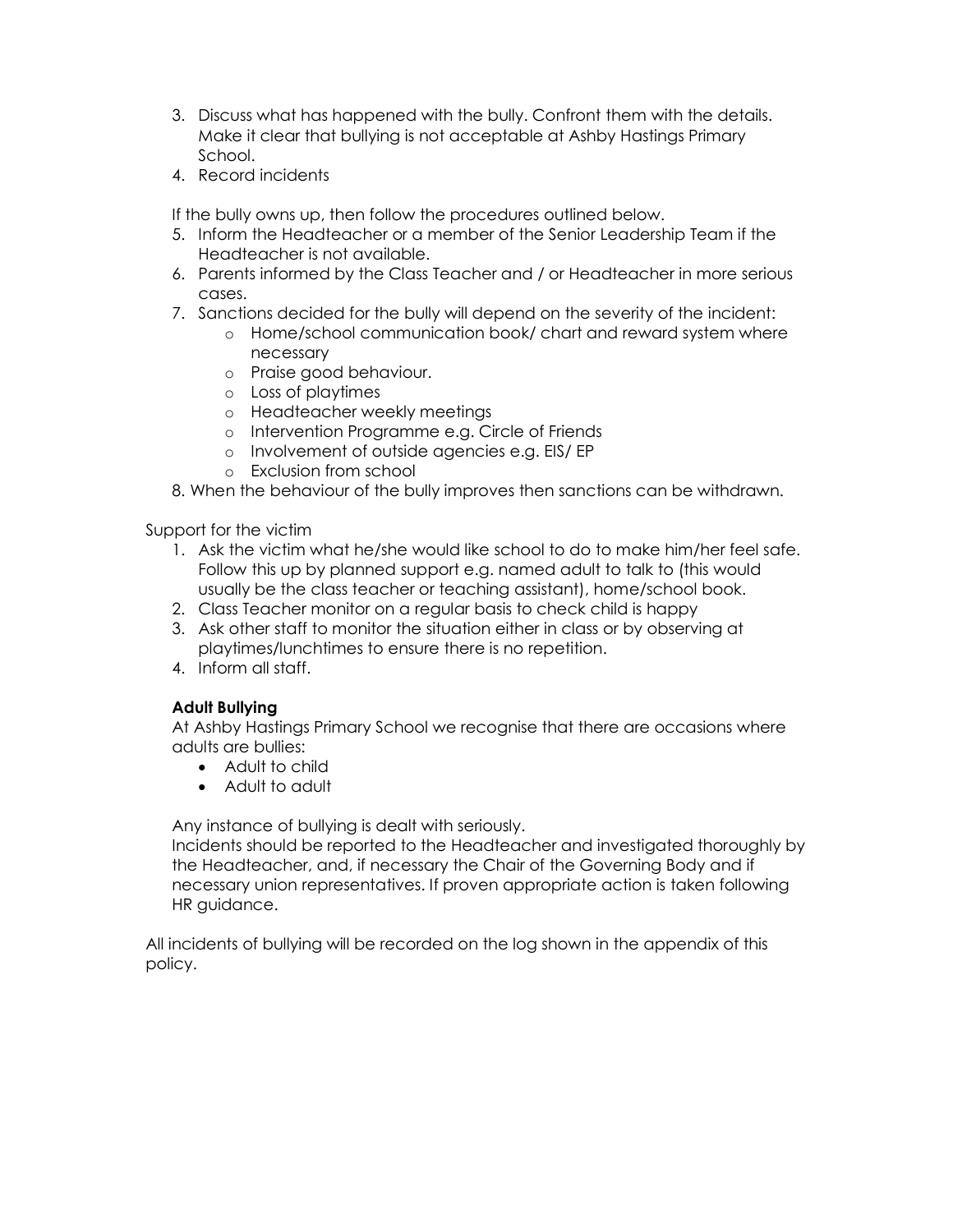3. Discuss what has happened with the bully. Confront them with the details. Make it clear that bullying is not acceptable at Ashby Hastings Primary School.
4. Record incidents

If the bully owns up, then follow the procedures outlined below.

5. Inform the Headteacher or a member of the Senior Leadership Team if the Headteacher is not available.
6. Parents informed by the Class Teacher and / or Headteacher in more serious cases.
7. Sanctions decided for the bully will depend on the severity of the incident:
   - Home/school communication book/ chart and reward system where necessary
   - Praise good behaviour.
   - Loss of playtimes
   - Headteacher weekly meetings
   - Intervention Programme e.g. Circle of Friends
   - Involvement of outside agencies e.g. EIS/ EP
   - Exclusion from school
8. When the behaviour of the bully improves then sanctions can be withdrawn.

Support for the victim

1. Ask the victim what he/she would like school to do to make him/her feel safe. Follow this up by planned support e.g. named adult to talk to (this would usually be the class teacher or teaching assistant), home/school book.
2. Class Teacher monitor on a regular basis to check child is happy
3. Ask other staff to monitor the situation either in class or by observing at playtimes/lunchtimes to ensure there is no repetition.
4. Inform all staff.

**Adult Bullying**

At Ashby Hastings Primary School we recognise that there are occasions where adults are bullies:

- Adult to child
- Adult to adult

Any instance of bullying is dealt with seriously.

Incidents should be reported to the Headteacher and investigated thoroughly by the Headteacher, and, if necessary the Chair of the Governing Body and if necessary union representatives. If proven appropriate action is taken following HR guidance.

All incidents of bullying will be recorded on the log shown in the appendix of this policy.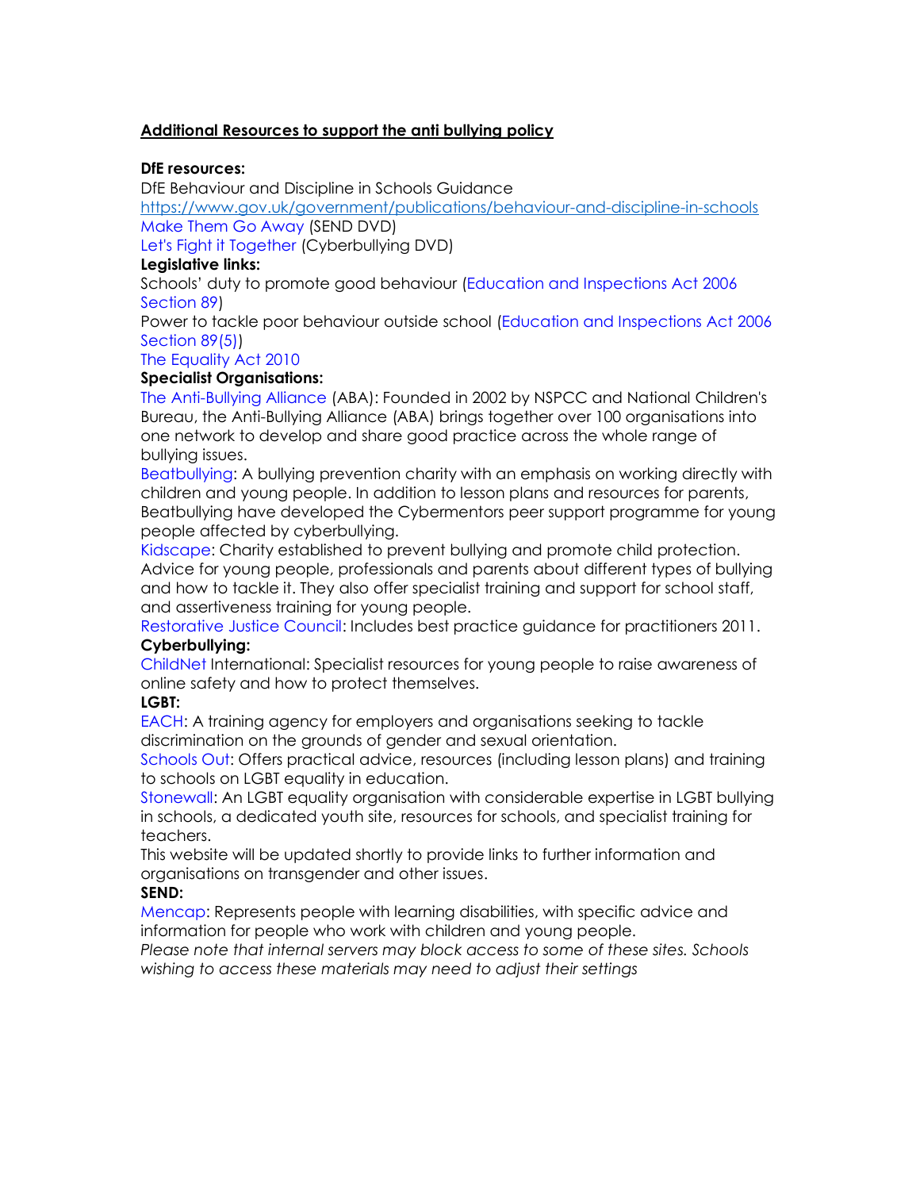## Additional Resources to support the anti bullying policy

**DfE resources:**

DfE Behaviour and Discipline in Schools Guidance

https://www.gov.uk/government/publications/behaviour-and-discipline-in-schools

Make Them Go Away (SEND DVD)

Let's Fight it Together (Cyberbullying DVD)

**Legislative links:**

Schools' duty to promote good behaviour (Education and Inspections Act 2006 Section 89)

Power to tackle poor behaviour outside school (Education and Inspections Act 2006 Section 89(5))

The Equality Act 2010

**Specialist Organisations:**

The Anti-Bullying Alliance (ABA): Founded in 2002 by NSPCC and National Children's Bureau, the Anti-Bullying Alliance (ABA) brings together over 100 organisations into one network to develop and share good practice across the whole range of bullying issues.

Beatbullying: A bullying prevention charity with an emphasis on working directly with children and young people. In addition to lesson plans and resources for parents, Beatbullying have developed the Cybermentors peer support programme for young people affected by cyberbullying.

Kidscape: Charity established to prevent bullying and promote child protection. Advice for young people, professionals and parents about different types of bullying and how to tackle it. They also offer specialist training and support for school staff, and assertiveness training for young people.

Restorative Justice Council: Includes best practice guidance for practitioners 2011.

**Cyberbullying:**

ChildNet International: Specialist resources for young people to raise awareness of online safety and how to protect themselves.

**LGBT:**

EACH: A training agency for employers and organisations seeking to tackle discrimination on the grounds of gender and sexual orientation.

Schools Out: Offers practical advice, resources (including lesson plans) and training to schools on LGBT equality in education.

Stonewall: An LGBT equality organisation with considerable expertise in LGBT bullying in schools, a dedicated youth site, resources for schools, and specialist training for teachers.

This website will be updated shortly to provide links to further information and organisations on transgender and other issues.

**SEND:**

Mencap: Represents people with learning disabilities, with specific advice and information for people who work with children and young people.

*Please note that internal servers may block access to some of these sites. Schools wishing to access these materials may need to adjust their settings*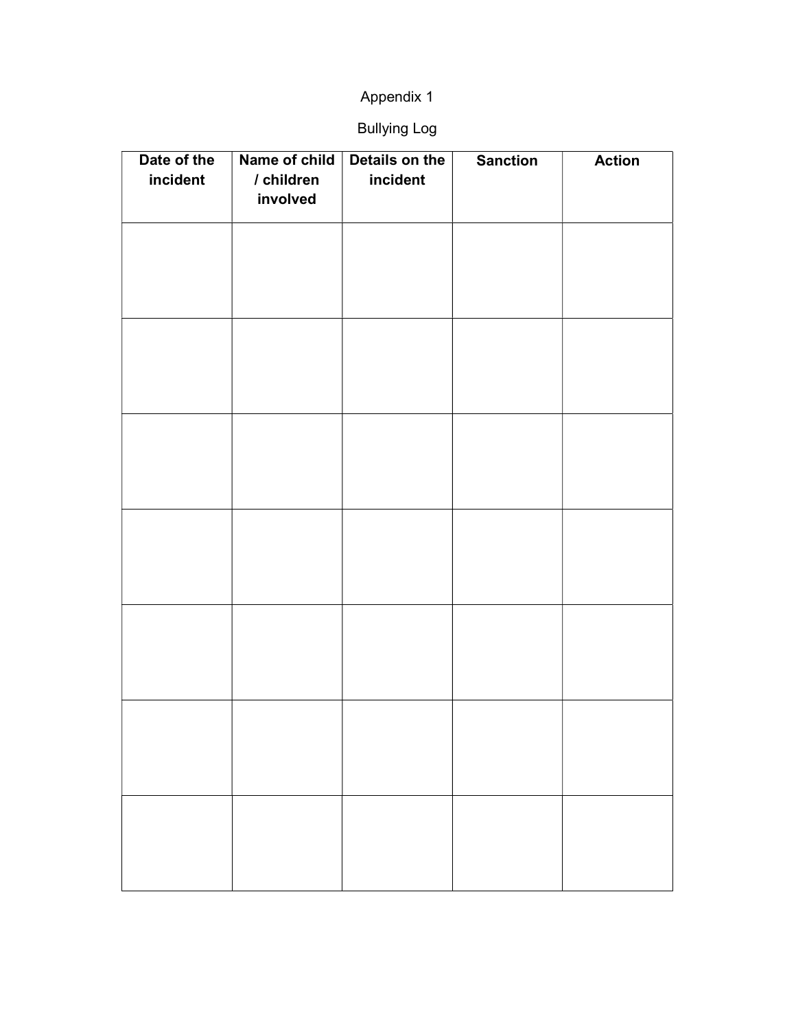Appendix 1

Bullying Log

| Date of the incident | Name of child / children involved | Details on the incident | Sanction | Action |
|---|---|---|---|---|
| | | | | |
| | | | | |
| | | | | |
| | | | | |
| | | | | |
| | | | | |
| | | | | |